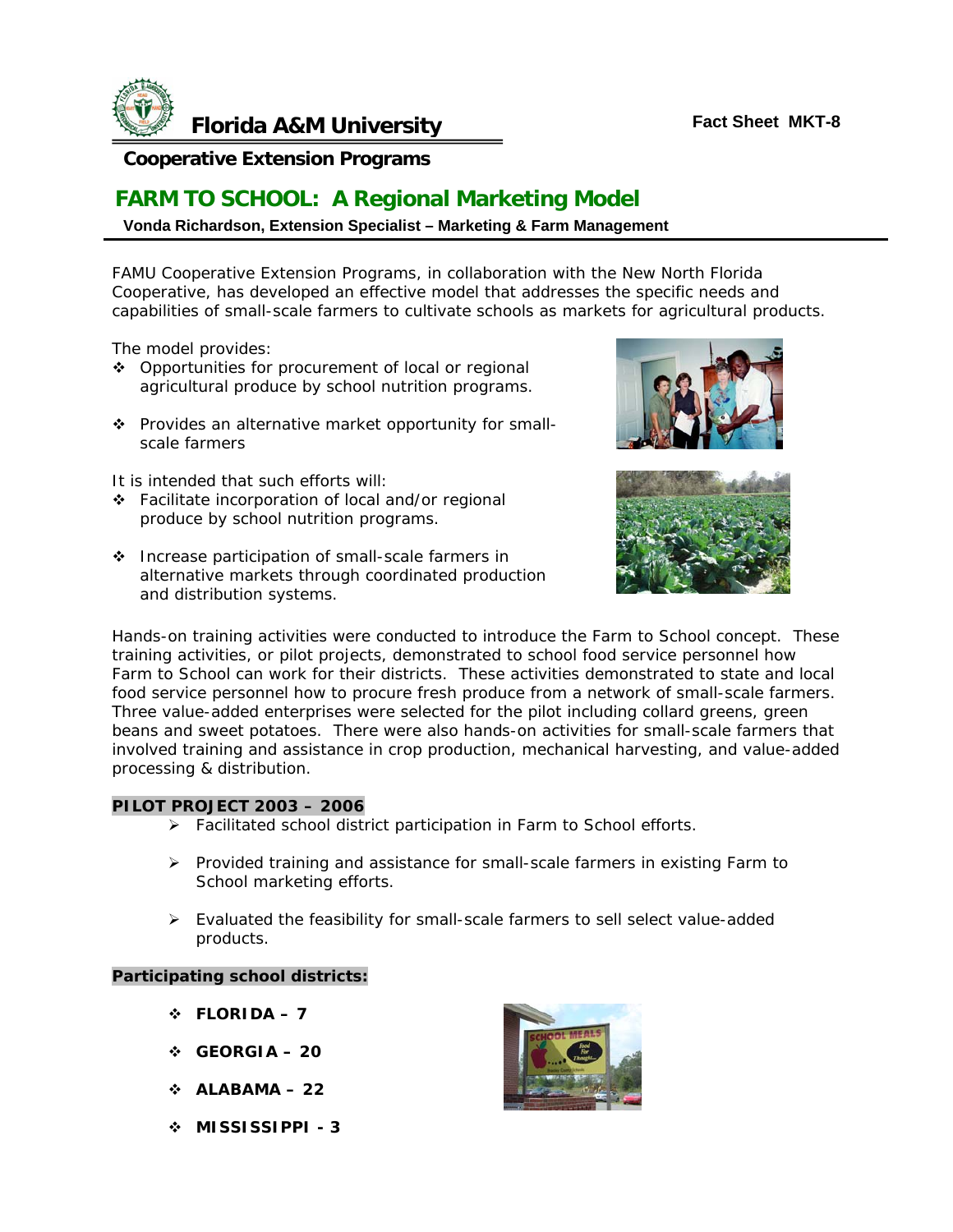**Florida A&M University**

**Fact Sheet MKT-8**

**Cooperative Extension Programs**

# FARM TO SCHOOL: A Regional Marketing Model

**Vonda Richardson, Extension Specialist – Marketing & Farm Management**

FAMU Cooperative Extension Programs, in collaboration with the New North Florida Cooperative, has developed an effective model that addresses the specific needs and capabilities of small-scale farmers to cultivate schools as markets for agricultural products.

The model provides:

- Opportunities for procurement of local or regional agricultural produce by school nutrition programs.
- Provides an alternative market opportunity for small-scale farmers

It is intended that such efforts will:

- Facilitate incorporation of local and/or regional produce by school nutrition programs.
- Increase participation of small-scale farmers in alternative markets through coordinated production and distribution systems.

Hands-on training activities were conducted to introduce the Farm to School concept. These training activities, or pilot projects, demonstrated to school food service personnel how Farm to School can work for their districts. These activities demonstrated to state and local food service personnel how to procure fresh produce from a network of small-scale farmers. Three value-added enterprises were selected for the pilot including collard greens, green beans and sweet potatoes. There were also hands-on activities for small-scale farmers that involved training and assistance in crop production, mechanical harvesting, and value-added processing & distribution.

**PILOT PROJECT 2003 – 2006**

- Facilitated school district participation in Farm to School efforts.
- Provided training and assistance for small-scale farmers in existing Farm to School marketing efforts.
- Evaluated the feasibility for small-scale farmers to sell select value-added products.

**Participating school districts:**

- **FLORIDA – 7**
- **GEORGIA – 20**
- **ALABAMA – 22**
- **MISSISSIPPI - 3**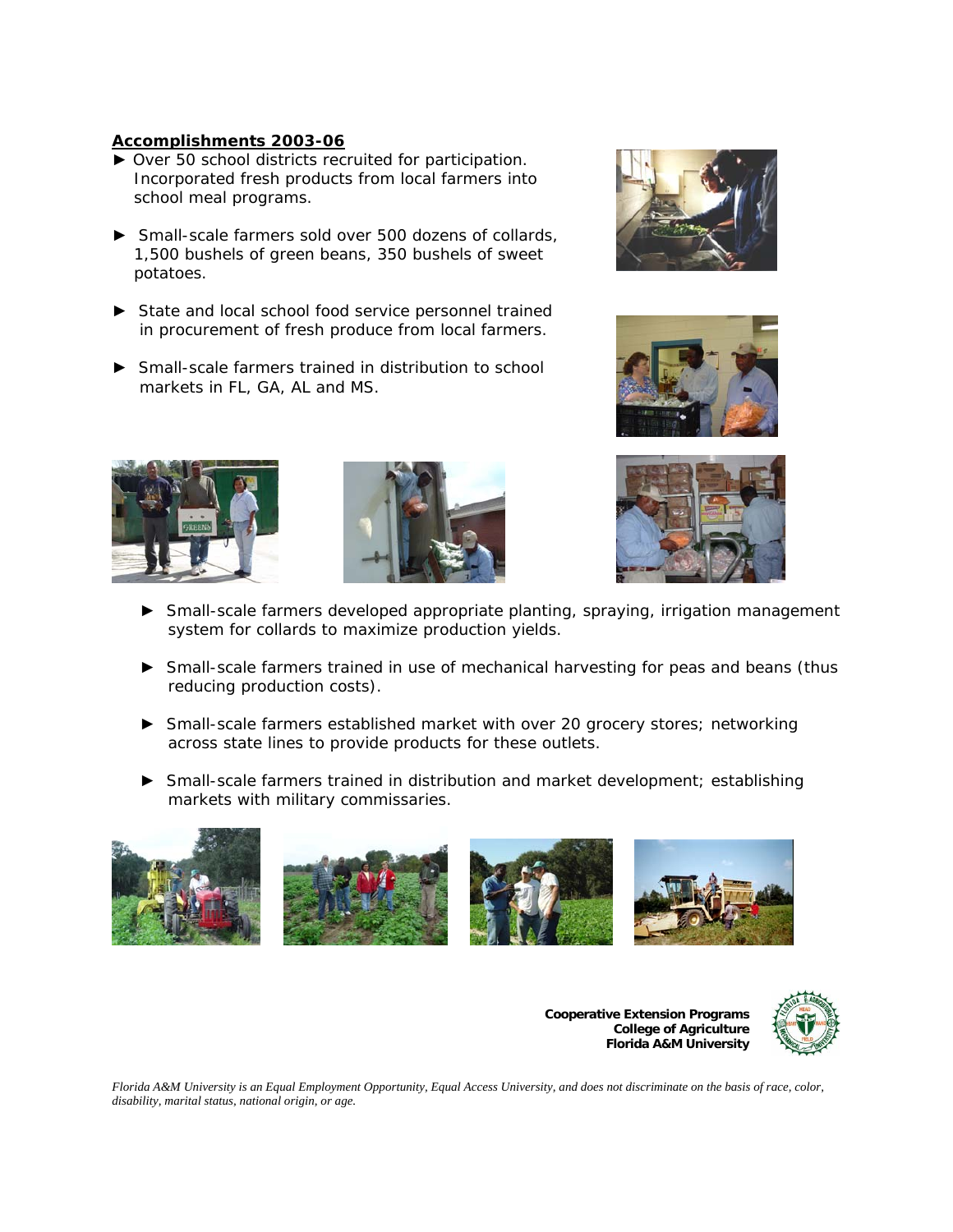## Accomplishments 2003-06

- Over 50 school districts recruited for participation. Incorporated fresh products from local farmers into school meal programs.
- Small-scale farmers sold over 500 dozens of collards, 1,500 bushels of green beans, 350 bushels of sweet potatoes.
- State and local school food service personnel trained in procurement of fresh produce from local farmers.
- Small-scale farmers trained in distribution to school markets in FL, GA, AL and MS.
- Small-scale farmers developed appropriate planting, spraying, irrigation management system for collards to maximize production yields.
- Small-scale farmers trained in use of mechanical harvesting for peas and beans (thus reducing production costs).
- Small-scale farmers established market with over 20 grocery stores; networking across state lines to provide products for these outlets.
- Small-scale farmers trained in distribution and market development; establishing markets with military commissaries.

**Cooperative Extension Programs**
**College of Agriculture**
**Florida A&M University**

*Florida A&M University is an Equal Employment Opportunity, Equal Access University, and does not discriminate on the basis of race, color, disability, marital status, national origin, or age.*